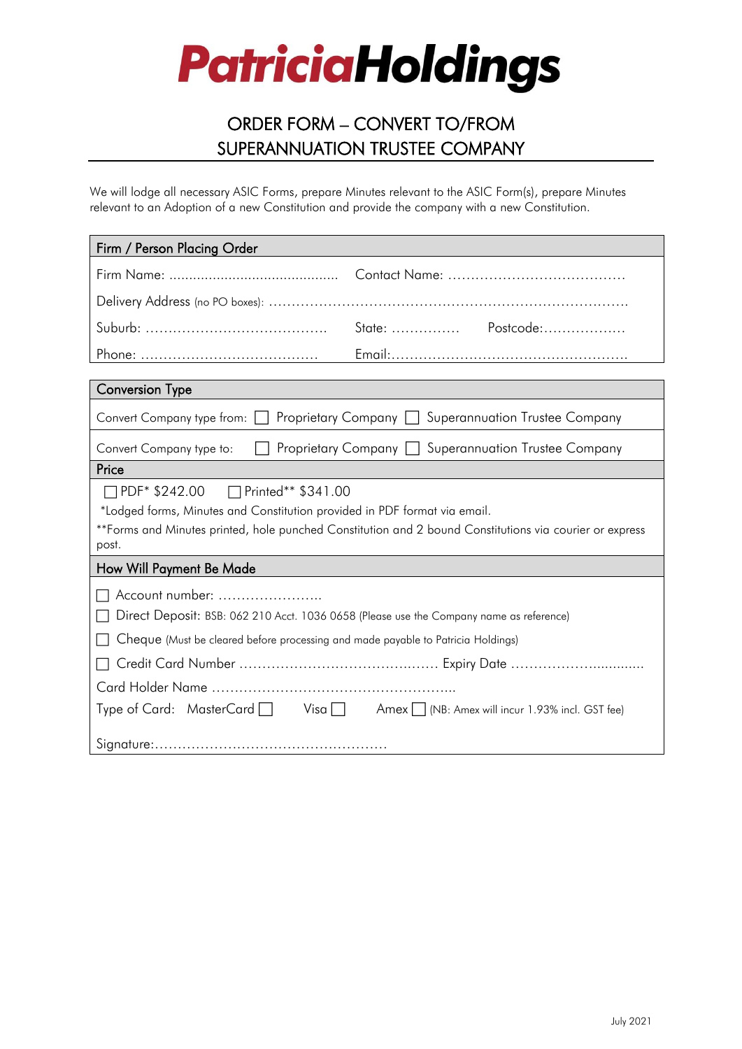# PatriciaHoldings

## ORDER FORM – CONVERT TO/FROM SUPERANNUATION TRUSTEE COMPANY

We will lodge all necessary ASIC Forms, prepare Minutes relevant to the ASIC Form(s), prepare Minutes relevant to an Adoption of a new Constitution and provide the company with a new Constitution.

### Firm / Person Placing Order

Firm Name: ........................................... Contact Name: ......................................

Delivery Address (no PO boxes): ...........................................................................

Suburb: ....................................... State: ............... Postcode:..................

Phone: ...................................... Email:...................................................

### Conversion Type

Convert Company type from: ☐ Proprietary Company ☐ Superannuation Trustee Company

Convert Company type to: ☐ Proprietary Company ☐ Superannuation Trustee Company

### Price

☐ PDF* $242.00 ☐ Printed** $341.00

*Lodged forms, Minutes and Constitution provided in PDF format via email.

**Forms and Minutes printed, hole punched Constitution and 2 bound Constitutions via courier or express post.

### How Will Payment Be Made

☐ Account number: .......................

☐ Direct Deposit: BSB: 062 210 Acct. 1036 0658 (Please use the Company name as reference)

☐ Cheque (Must be cleared before processing and made payable to Patricia Holdings)

☐ Credit Card Number .......................................... Expiry Date ................................

Card Holder Name ...................................................

Type of Card: MasterCard ☐ Visa ☐ Amex ☐ (NB: Amex will incur 1.93% incl. GST fee)

Signature:..................................................

July 2021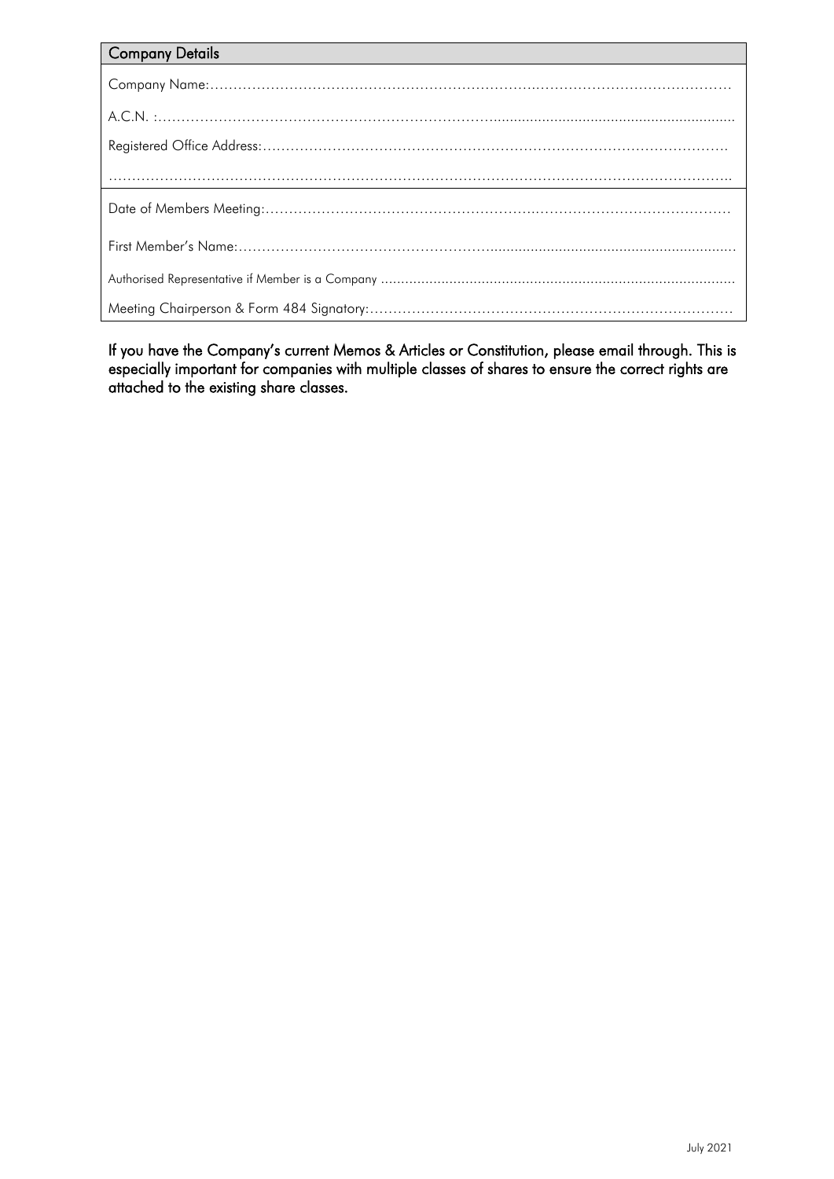## Company Details

Company Name:…………………………………………………………………………………………………………

A.C.N. :…………………………………………………………………………………………………………………

Registered Office Address:………………………………………………………………………………………

…………………………………………………………………………………………………………………………

Date of Members Meeting:………………………………………………………………………………………

First Member's Name:……………………………………………………………………………………………

Authorised Representative if Member is a Company …………………………………………………………

Meeting Chairperson & Form 484 Signatory:……………………………………………………………………

**If you have the Company's current Memos & Articles or Constitution, please email through. This is especially important for companies with multiple classes of shares to ensure the correct rights are attached to the existing share classes.**

July 2021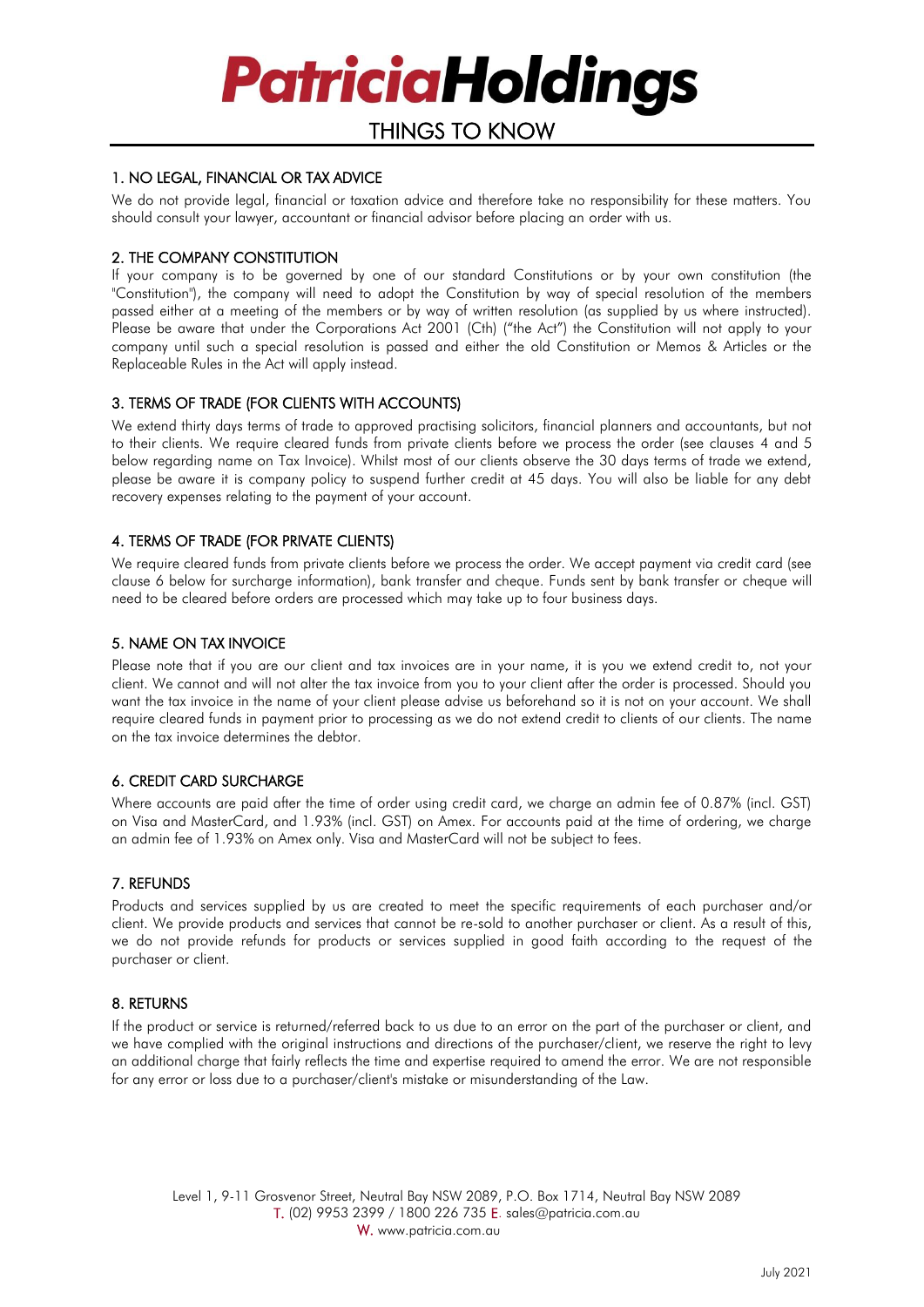# PatriciaHoldings

## THINGS TO KNOW

### 1. NO LEGAL, FINANCIAL OR TAX ADVICE

We do not provide legal, financial or taxation advice and therefore take no responsibility for these matters. You should consult your lawyer, accountant or financial advisor before placing an order with us.

### 2. THE COMPANY CONSTITUTION

If your company is to be governed by one of our standard Constitutions or by your own constitution (the "Constitution"), the company will need to adopt the Constitution by way of special resolution of the members passed either at a meeting of the members or by way of written resolution (as supplied by us where instructed). Please be aware that under the Corporations Act 2001 (Cth) ("the Act") the Constitution will not apply to your company until such a special resolution is passed and either the old Constitution or Memos & Articles or the Replaceable Rules in the Act will apply instead.

### 3. TERMS OF TRADE (FOR CLIENTS WITH ACCOUNTS)

We extend thirty days terms of trade to approved practising solicitors, financial planners and accountants, but not to their clients. We require cleared funds from private clients before we process the order (see clauses 4 and 5 below regarding name on Tax Invoice). Whilst most of our clients observe the 30 days terms of trade we extend, please be aware it is company policy to suspend further credit at 45 days. You will also be liable for any debt recovery expenses relating to the payment of your account.

### 4. TERMS OF TRADE (FOR PRIVATE CLIENTS)

We require cleared funds from private clients before we process the order. We accept payment via credit card (see clause 6 below for surcharge information), bank transfer and cheque. Funds sent by bank transfer or cheque will need to be cleared before orders are processed which may take up to four business days.

### 5. NAME ON TAX INVOICE

Please note that if you are our client and tax invoices are in your name, it is you we extend credit to, not your client. We cannot and will not alter the tax invoice from you to your client after the order is processed. Should you want the tax invoice in the name of your client please advise us beforehand so it is not on your account. We shall require cleared funds in payment prior to processing as we do not extend credit to clients of our clients. The name on the tax invoice determines the debtor.

### 6. CREDIT CARD SURCHARGE

Where accounts are paid after the time of order using credit card, we charge an admin fee of 0.87% (incl. GST) on Visa and MasterCard, and 1.93% (incl. GST) on Amex. For accounts paid at the time of ordering, we charge an admin fee of 1.93% on Amex only. Visa and MasterCard will not be subject to fees.

### 7. REFUNDS

Products and services supplied by us are created to meet the specific requirements of each purchaser and/or client. We provide products and services that cannot be re-sold to another purchaser or client. As a result of this, we do not provide refunds for products or services supplied in good faith according to the request of the purchaser or client.

### 8. RETURNS

If the product or service is returned/referred back to us due to an error on the part of the purchaser or client, and we have complied with the original instructions and directions of the purchaser/client, we reserve the right to levy an additional charge that fairly reflects the time and expertise required to amend the error. We are not responsible for any error or loss due to a purchaser/client's mistake or misunderstanding of the Law.

Level 1, 9-11 Grosvenor Street, Neutral Bay NSW 2089, P.O. Box 1714, Neutral Bay NSW 2089
T. (02) 9953 2399 / 1800 226 735 E. sales@patricia.com.au
W. www.patricia.com.au

July 2021